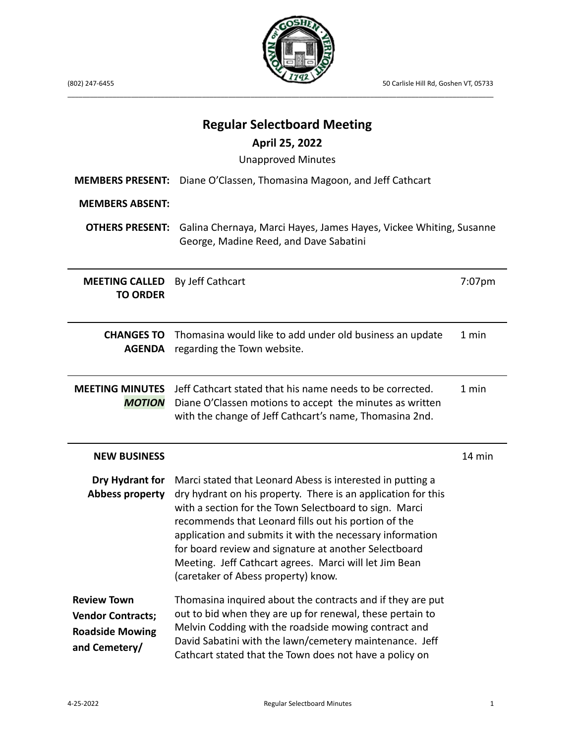(802) 247-6455 50 Carlisle Hill Rd, Goshen VT, 05733

# Regular Selectboard Meeting

## April 25, 2022

Unapproved Minutes

**MEMBERS PRESENT:** Diane O'Classen, Thomasina Magoon, and Jeff Cathcart

**MEMBERS ABSENT:**

**OTHERS PRESENT:** Galina Chernaya, Marci Hayes, James Hayes, Vickee Whiting, Susanne George, Madine Reed, and Dave Sabatini

| | | |
|---|---|---|
| **MEETING CALLED TO ORDER** | By Jeff Cathcart | 7:07pm |
| **CHANGES TO AGENDA** | Thomasina would like to add under old business an update regarding the Town website. | 1 min |
| **MEETING MINUTES** ***MOTION*** | Jeff Cathcart stated that his name needs to be corrected. Diane O'Classen motions to accept the minutes as written with the change of Jeff Cathcart's name, Thomasina 2nd. | 1 min |
| **NEW BUSINESS** | | 14 min |
| **Dry Hydrant for Abbess property** | Marci stated that Leonard Abess is interested in putting a dry hydrant on his property. There is an application for this with a section for the Town Selectboard to sign. Marci recommends that Leonard fills out his portion of the application and submits it with the necessary information for board review and signature at another Selectboard Meeting. Jeff Cathcart agrees. Marci will let Jim Bean (caretaker of Abess property) know. | |
| **Review Town Vendor Contracts; Roadside Mowing and Cemetery/** | Thomasina inquired about the contracts and if they are put out to bid when they are up for renewal, these pertain to Melvin Codding with the roadside mowing contract and David Sabatini with the lawn/cemetery maintenance. Jeff Cathcart stated that the Town does not have a policy on | |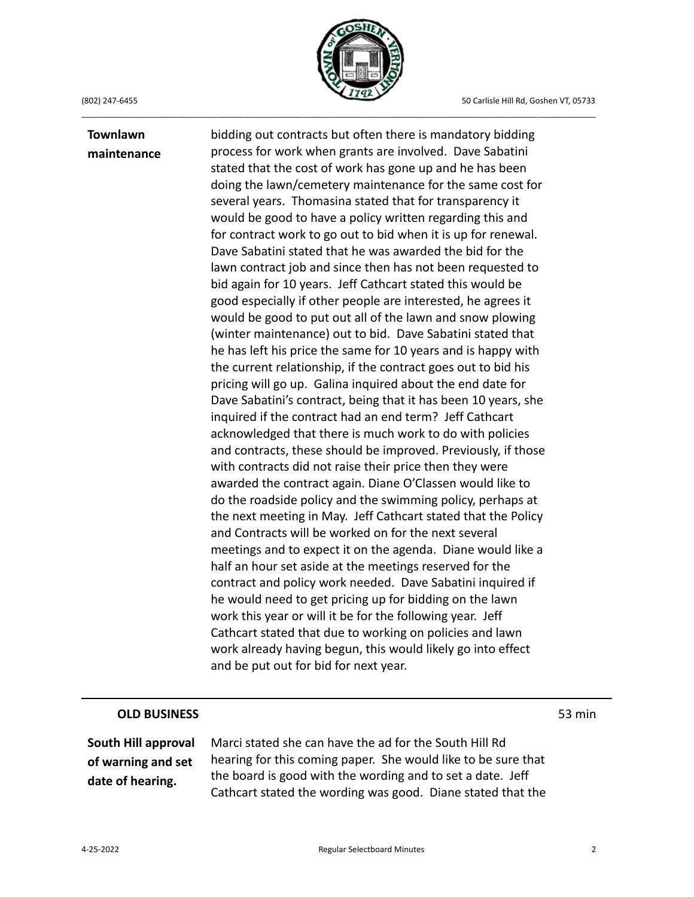**Townlawn maintenance**

bidding out contracts but often there is mandatory bidding process for work when grants are involved. Dave Sabatini stated that the cost of work has gone up and he has been doing the lawn/cemetery maintenance for the same cost for several years. Thomasina stated that for transparency it would be good to have a policy written regarding this and for contract work to go out to bid when it is up for renewal. Dave Sabatini stated that he was awarded the bid for the lawn contract job and since then has not been requested to bid again for 10 years. Jeff Cathcart stated this would be good especially if other people are interested, he agrees it would be good to put out all of the lawn and snow plowing (winter maintenance) out to bid. Dave Sabatini stated that he has left his price the same for 10 years and is happy with the current relationship, if the contract goes out to bid his pricing will go up. Galina inquired about the end date for Dave Sabatini's contract, being that it has been 10 years, she inquired if the contract had an end term? Jeff Cathcart acknowledged that there is much work to do with policies and contracts, these should be improved. Previously, if those with contracts did not raise their price then they were awarded the contract again. Diane O'Classen would like to do the roadside policy and the swimming policy, perhaps at the next meeting in May. Jeff Cathcart stated that the Policy and Contracts will be worked on for the next several meetings and to expect it on the agenda. Diane would like a half an hour set aside at the meetings reserved for the contract and policy work needed. Dave Sabatini inquired if he would need to get pricing up for bidding on the lawn work this year or will it be for the following year. Jeff Cathcart stated that due to working on policies and lawn work already having begun, this would likely go into effect and be put out for bid for next year.

---

## OLD BUSINESS

53 min

**South Hill approval of warning and set date of hearing.**

Marci stated she can have the ad for the South Hill Rd hearing for this coming paper. She would like to be sure that the board is good with the wording and to set a date. Jeff Cathcart stated the wording was good. Diane stated that the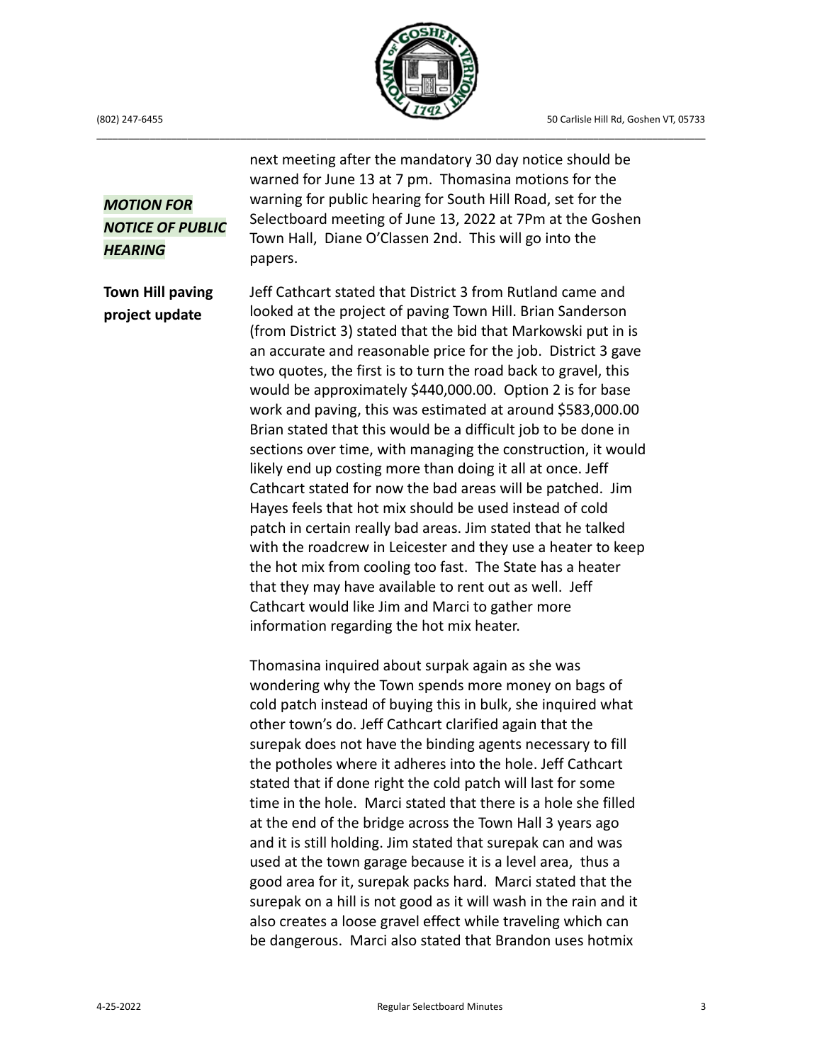next meeting after the mandatory 30 day notice should be warned for June 13 at 7 pm. Thomasina motions for the warning for public hearing for South Hill Road, set for the Selectboard meeting of June 13, 2022 at 7Pm at the Goshen Town Hall, Diane O'Classen 2nd. This will go into the papers.

***MOTION FOR NOTICE OF PUBLIC HEARING***

**Town Hill paving project update**

Jeff Cathcart stated that District 3 from Rutland came and looked at the project of paving Town Hill. Brian Sanderson (from District 3) stated that the bid that Markowski put in is an accurate and reasonable price for the job. District 3 gave two quotes, the first is to turn the road back to gravel, this would be approximately $440,000.00. Option 2 is for base work and paving, this was estimated at around $583,000.00 Brian stated that this would be a difficult job to be done in sections over time, with managing the construction, it would likely end up costing more than doing it all at once. Jeff Cathcart stated for now the bad areas will be patched. Jim Hayes feels that hot mix should be used instead of cold patch in certain really bad areas. Jim stated that he talked with the roadcrew in Leicester and they use a heater to keep the hot mix from cooling too fast. The State has a heater that they may have available to rent out as well. Jeff Cathcart would like Jim and Marci to gather more information regarding the hot mix heater.

Thomasina inquired about surpak again as she was wondering why the Town spends more money on bags of cold patch instead of buying this in bulk, she inquired what other town's do. Jeff Cathcart clarified again that the surepak does not have the binding agents necessary to fill the potholes where it adheres into the hole. Jeff Cathcart stated that if done right the cold patch will last for some time in the hole. Marci stated that there is a hole she filled at the end of the bridge across the Town Hall 3 years ago and it is still holding. Jim stated that surepak can and was used at the town garage because it is a level area, thus a good area for it, surepak packs hard. Marci stated that the surepak on a hill is not good as it will wash in the rain and it also creates a loose gravel effect while traveling which can be dangerous. Marci also stated that Brandon uses hotmix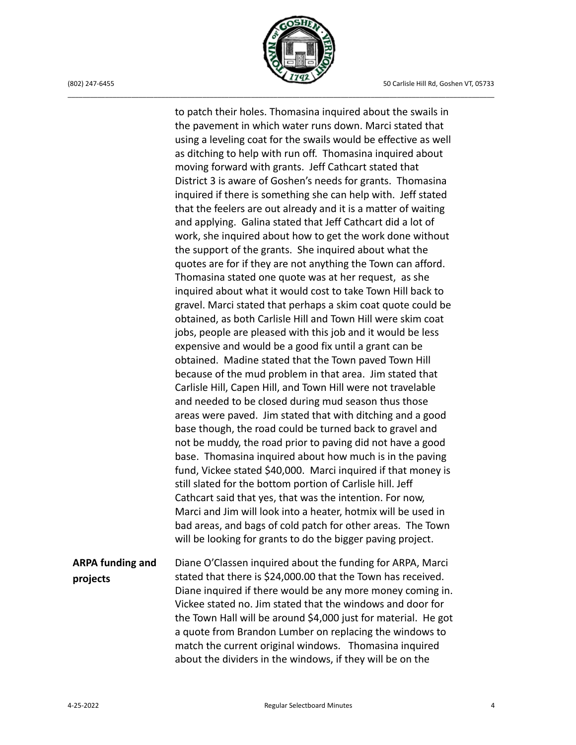to patch their holes. Thomasina inquired about the swails in the pavement in which water runs down. Marci stated that using a leveling coat for the swails would be effective as well as ditching to help with run off. Thomasina inquired about moving forward with grants. Jeff Cathcart stated that District 3 is aware of Goshen's needs for grants. Thomasina inquired if there is something she can help with. Jeff stated that the feelers are out already and it is a matter of waiting and applying. Galina stated that Jeff Cathcart did a lot of work, she inquired about how to get the work done without the support of the grants. She inquired about what the quotes are for if they are not anything the Town can afford. Thomasina stated one quote was at her request, as she inquired about what it would cost to take Town Hill back to gravel. Marci stated that perhaps a skim coat quote could be obtained, as both Carlisle Hill and Town Hill were skim coat jobs, people are pleased with this job and it would be less expensive and would be a good fix until a grant can be obtained. Madine stated that the Town paved Town Hill because of the mud problem in that area. Jim stated that Carlisle Hill, Capen Hill, and Town Hill were not travelable and needed to be closed during mud season thus those areas were paved. Jim stated that with ditching and a good base though, the road could be turned back to gravel and not be muddy, the road prior to paving did not have a good base. Thomasina inquired about how much is in the paving fund, Vickee stated $40,000. Marci inquired if that money is still slated for the bottom portion of Carlisle hill. Jeff Cathcart said that yes, that was the intention. For now, Marci and Jim will look into a heater, hotmix will be used in bad areas, and bags of cold patch for other areas. The Town will be looking for grants to do the bigger paving project.

**ARPA funding and projects**

Diane O'Classen inquired about the funding for ARPA, Marci stated that there is $24,000.00 that the Town has received. Diane inquired if there would be any more money coming in. Vickee stated no. Jim stated that the windows and door for the Town Hall will be around $4,000 just for material. He got a quote from Brandon Lumber on replacing the windows to match the current original windows. Thomasina inquired about the dividers in the windows, if they will be on the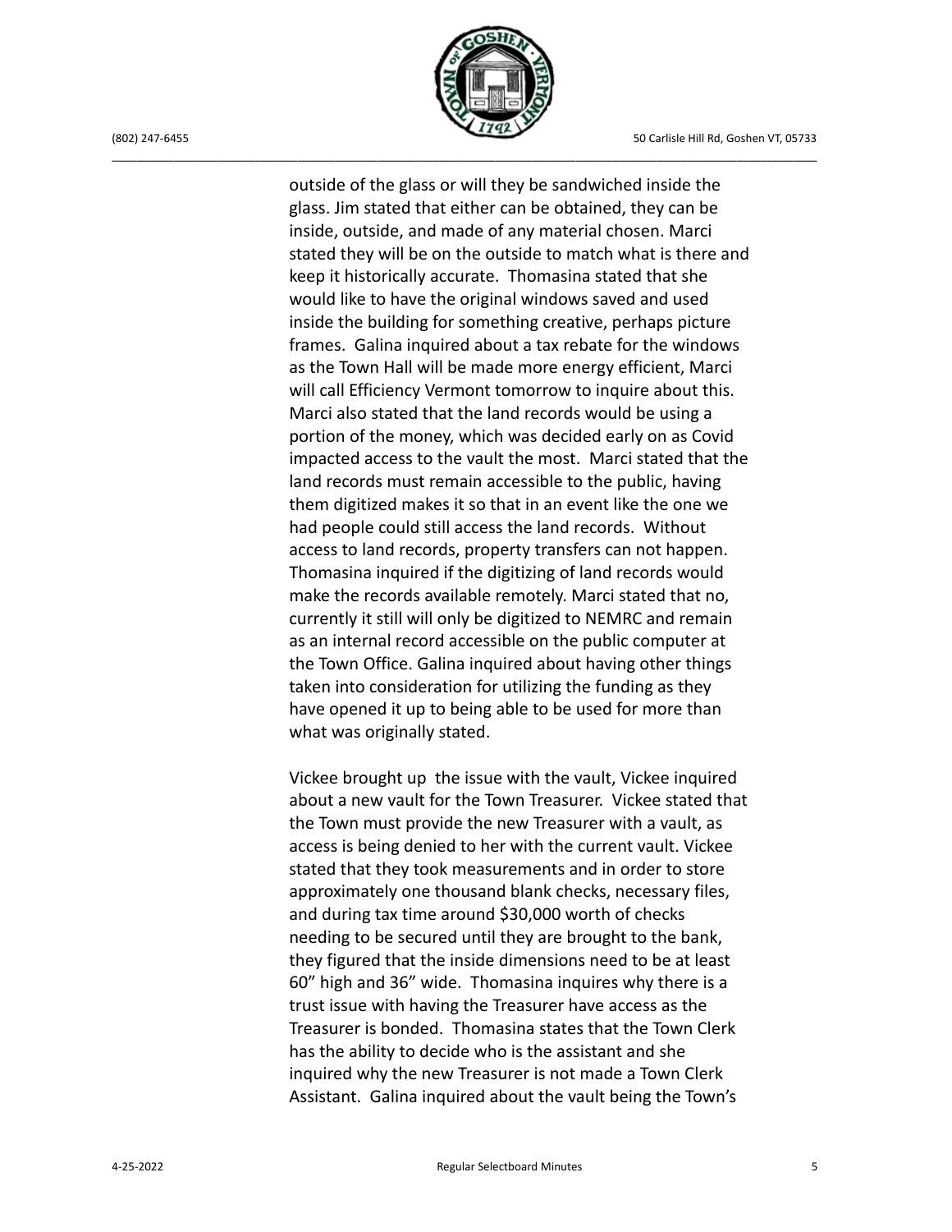outside of the glass or will they be sandwiched inside the glass. Jim stated that either can be obtained, they can be inside, outside, and made of any material chosen. Marci stated they will be on the outside to match what is there and keep it historically accurate. Thomasina stated that she would like to have the original windows saved and used inside the building for something creative, perhaps picture frames. Galina inquired about a tax rebate for the windows as the Town Hall will be made more energy efficient, Marci will call Efficiency Vermont tomorrow to inquire about this. Marci also stated that the land records would be using a portion of the money, which was decided early on as Covid impacted access to the vault the most. Marci stated that the land records must remain accessible to the public, having them digitized makes it so that in an event like the one we had people could still access the land records. Without access to land records, property transfers can not happen. Thomasina inquired if the digitizing of land records would make the records available remotely. Marci stated that no, currently it still will only be digitized to NEMRC and remain as an internal record accessible on the public computer at the Town Office. Galina inquired about having other things taken into consideration for utilizing the funding as they have opened it up to being able to be used for more than what was originally stated.

Vickee brought up the issue with the vault, Vickee inquired about a new vault for the Town Treasurer. Vickee stated that the Town must provide the new Treasurer with a vault, as access is being denied to her with the current vault. Vickee stated that they took measurements and in order to store approximately one thousand blank checks, necessary files, and during tax time around $30,000 worth of checks needing to be secured until they are brought to the bank, they figured that the inside dimensions need to be at least 60" high and 36" wide. Thomasina inquires why there is a trust issue with having the Treasurer have access as the Treasurer is bonded. Thomasina states that the Town Clerk has the ability to decide who is the assistant and she inquired why the new Treasurer is not made a Town Clerk Assistant. Galina inquired about the vault being the Town's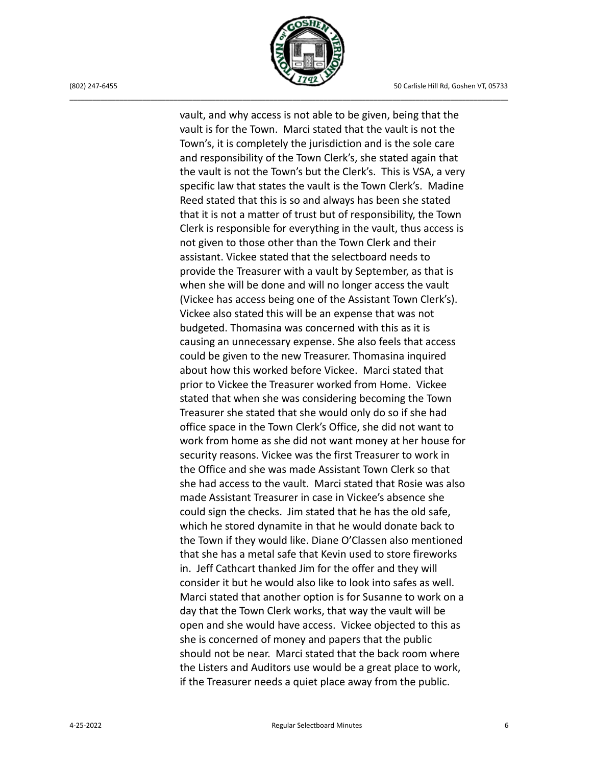vault, and why access is not able to be given, being that the vault is for the Town. Marci stated that the vault is not the Town's, it is completely the jurisdiction and is the sole care and responsibility of the Town Clerk's, she stated again that the vault is not the Town's but the Clerk's. This is VSA, a very specific law that states the vault is the Town Clerk's. Madine Reed stated that this is so and always has been she stated that it is not a matter of trust but of responsibility, the Town Clerk is responsible for everything in the vault, thus access is not given to those other than the Town Clerk and their assistant. Vickee stated that the selectboard needs to provide the Treasurer with a vault by September, as that is when she will be done and will no longer access the vault (Vickee has access being one of the Assistant Town Clerk's). Vickee also stated this will be an expense that was not budgeted. Thomasina was concerned with this as it is causing an unnecessary expense. She also feels that access could be given to the new Treasurer. Thomasina inquired about how this worked before Vickee. Marci stated that prior to Vickee the Treasurer worked from Home. Vickee stated that when she was considering becoming the Town Treasurer she stated that she would only do so if she had office space in the Town Clerk's Office, she did not want to work from home as she did not want money at her house for security reasons. Vickee was the first Treasurer to work in the Office and she was made Assistant Town Clerk so that she had access to the vault. Marci stated that Rosie was also made Assistant Treasurer in case in Vickee's absence she could sign the checks. Jim stated that he has the old safe, which he stored dynamite in that he would donate back to the Town if they would like. Diane O'Classen also mentioned that she has a metal safe that Kevin used to store fireworks in. Jeff Cathcart thanked Jim for the offer and they will consider it but he would also like to look into safes as well. Marci stated that another option is for Susanne to work on a day that the Town Clerk works, that way the vault will be open and she would have access. Vickee objected to this as she is concerned of money and papers that the public should not be near. Marci stated that the back room where the Listers and Auditors use would be a great place to work, if the Treasurer needs a quiet place away from the public.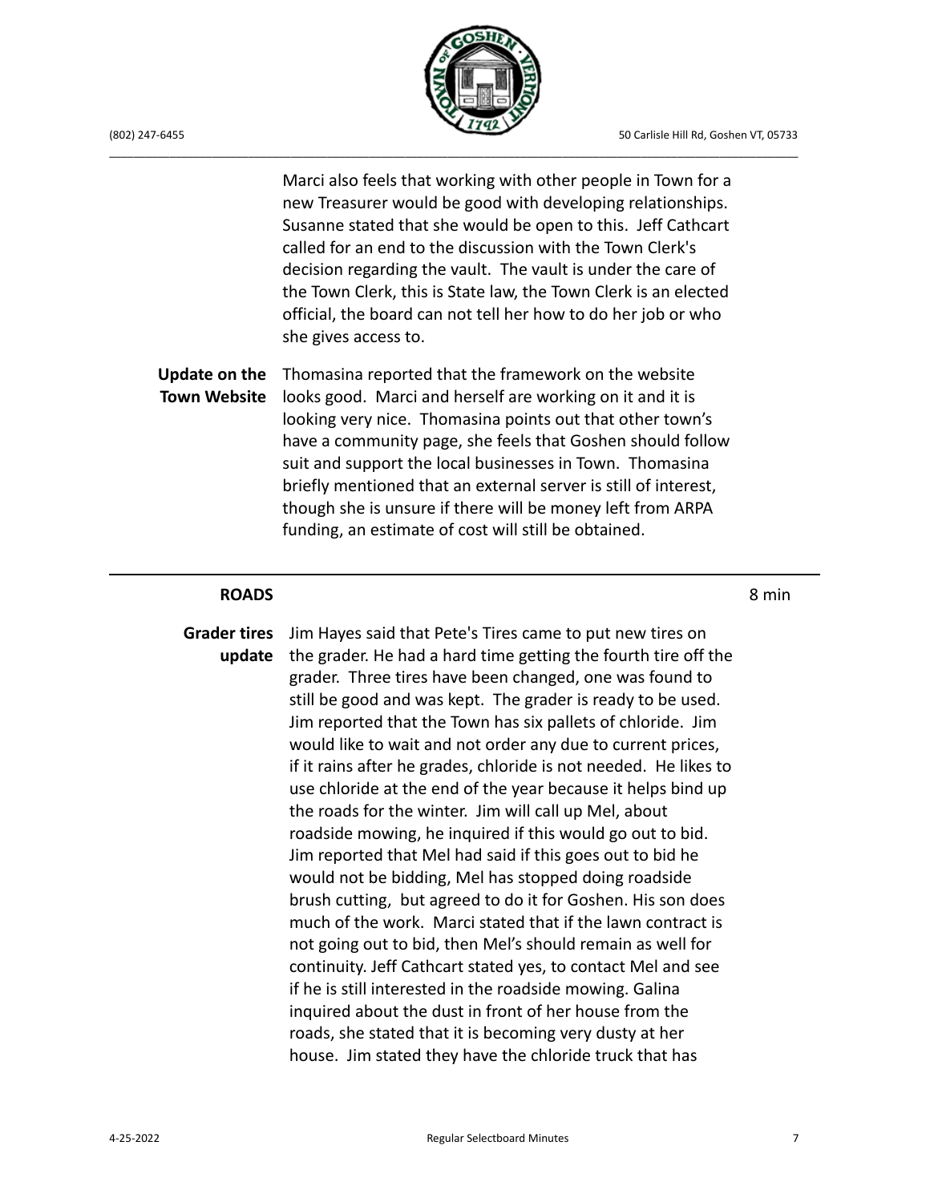Marci also feels that working with other people in Town for a new Treasurer would be good with developing relationships. Susanne stated that she would be open to this. Jeff Cathcart called for an end to the discussion with the Town Clerk's decision regarding the vault. The vault is under the care of the Town Clerk, this is State law, the Town Clerk is an elected official, the board can not tell her how to do her job or who she gives access to.

**Update on the Town Website** Thomasina reported that the framework on the website looks good. Marci and herself are working on it and it is looking very nice. Thomasina points out that other town's have a community page, she feels that Goshen should follow suit and support the local businesses in Town. Thomasina briefly mentioned that an external server is still of interest, though she is unsure if there will be money left from ARPA funding, an estimate of cost will still be obtained.

---

## ROADS — 8 min

**Grader tires update** Jim Hayes said that Pete's Tires came to put new tires on the grader. He had a hard time getting the fourth tire off the grader. Three tires have been changed, one was found to still be good and was kept. The grader is ready to be used. Jim reported that the Town has six pallets of chloride. Jim would like to wait and not order any due to current prices, if it rains after he grades, chloride is not needed. He likes to use chloride at the end of the year because it helps bind up the roads for the winter. Jim will call up Mel, about roadside mowing, he inquired if this would go out to bid. Jim reported that Mel had said if this goes out to bid he would not be bidding, Mel has stopped doing roadside brush cutting, but agreed to do it for Goshen. His son does much of the work. Marci stated that if the lawn contract is not going out to bid, then Mel's should remain as well for continuity. Jeff Cathcart stated yes, to contact Mel and see if he is still interested in the roadside mowing. Galina inquired about the dust in front of her house from the roads, she stated that it is becoming very dusty at her house. Jim stated they have the chloride truck that has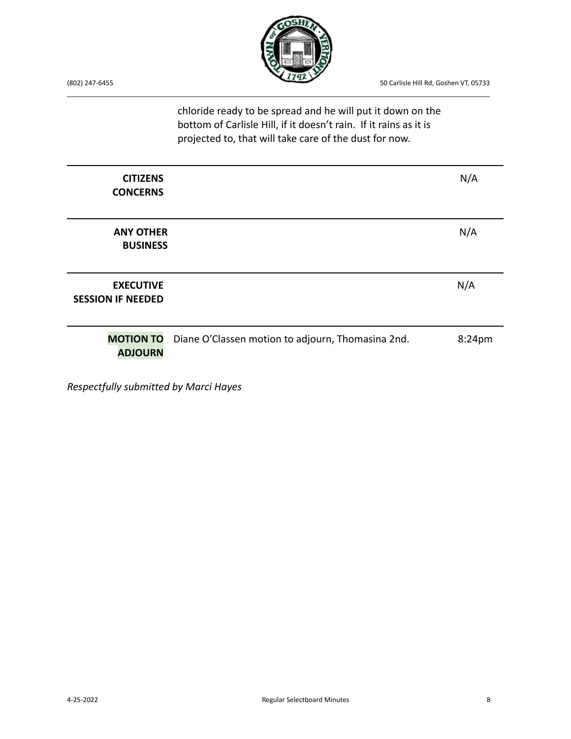| | | |
|---|---|---|
| | chloride ready to be spread and he will put it down on the bottom of Carlisle Hill, if it doesn't rain. If it rains as it is projected to, that will take care of the dust for now. | |
| **CITIZENS CONCERNS** | | N/A |
| **ANY OTHER BUSINESS** | | N/A |
| **EXECUTIVE SESSION IF NEEDED** | | N/A |
| **MOTION TO ADJOURN** | Diane O'Classen motion to adjourn, Thomasina 2nd. | 8:24pm |

*Respectfully submitted by Marci Hayes*